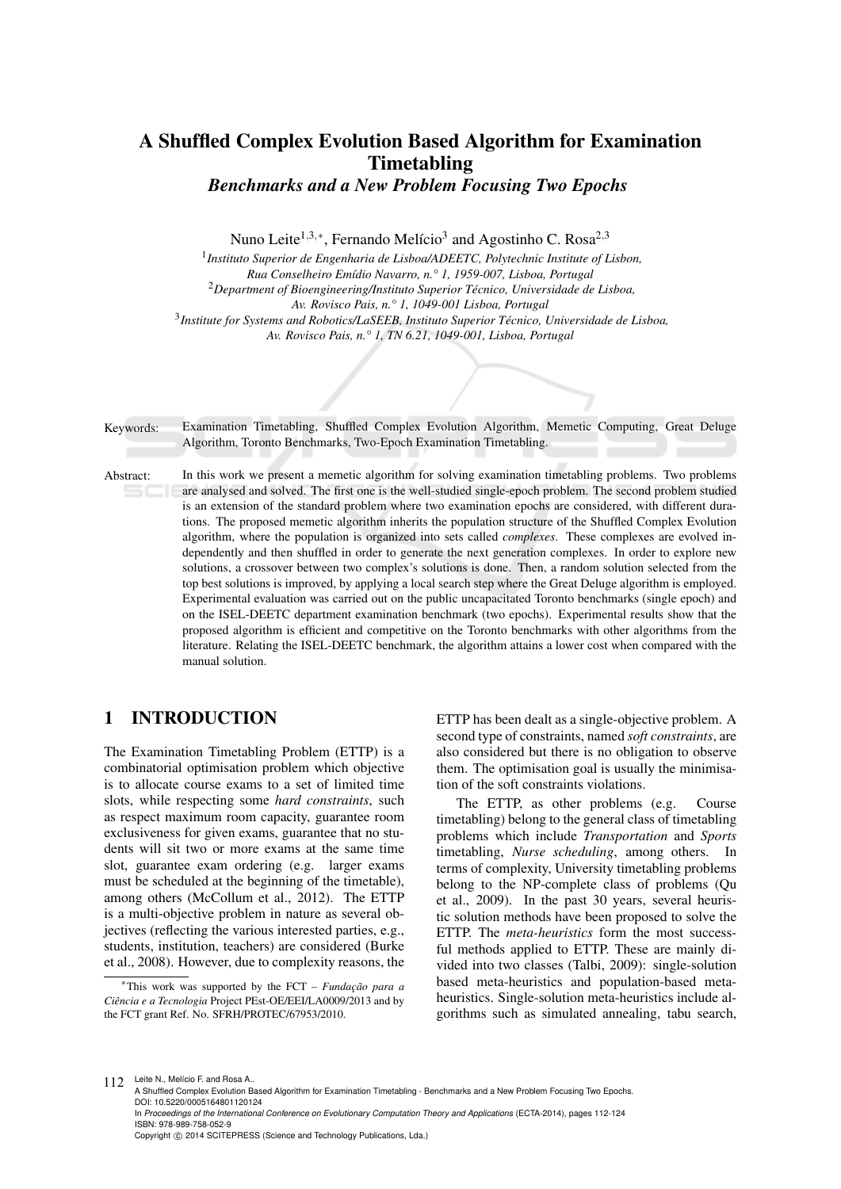# A Shuffled Complex Evolution Based Algorithm for Examination Timetabling

## *Benchmarks and a New Problem Focusing Two Epochs*

Nuno Leite[1,3,*], Fernando Melício[3] and Agostinho C. Rosa[2,3]

[1] *Instituto Superior de Engenharia de Lisboa/ADEETC, Polytechnic Institute of Lisbon, Rua Conselheiro Emídio Navarro, n.° 1, 1959-007, Lisboa, Portugal*
[2] *Department of Bioengineering/Instituto Superior Técnico, Universidade de Lisboa, Av. Rovisco Pais, n.° 1, 1049-001 Lisboa, Portugal*
[3] *Institute for Systems and Robotics/LaSEEB, Instituto Superior Técnico, Universidade de Lisboa, Av. Rovisco Pais, n.° 1, TN 6.21, 1049-001, Lisboa, Portugal*

Keywords: Examination Timetabling, Shuffled Complex Evolution Algorithm, Memetic Computing, Great Deluge Algorithm, Toronto Benchmarks, Two-Epoch Examination Timetabling.

Abstract: In this work we present a memetic algorithm for solving examination timetabling problems. Two problems are analysed and solved. The first one is the well-studied single-epoch problem. The second problem studied is an extension of the standard problem where two examination epochs are considered, with different durations. The proposed memetic algorithm inherits the population structure of the Shuffled Complex Evolution algorithm, where the population is organized into sets called *complexes*. These complexes are evolved independently and then shuffled in order to generate the next generation complexes. In order to explore new solutions, a crossover between two complex's solutions is done. Then, a random solution selected from the top best solutions is improved, by applying a local search step where the Great Deluge algorithm is employed. Experimental evaluation was carried out on the public uncapacitated Toronto benchmarks (single epoch) and on the ISEL-DEETC department examination benchmark (two epochs). Experimental results show that the proposed algorithm is efficient and competitive on the Toronto benchmarks with other algorithms from the literature. Relating the ISEL-DEETC benchmark, the algorithm attains a lower cost when compared with the manual solution.

## 1 INTRODUCTION

The Examination Timetabling Problem (ETTP) is a combinatorial optimisation problem which objective is to allocate course exams to a set of limited time slots, while respecting some *hard constraints*, such as respect maximum room capacity, guarantee room exclusiveness for given exams, guarantee that no students will sit two or more exams at the same time slot, guarantee exam ordering (e.g. larger exams must be scheduled at the beginning of the timetable), among others (McCollum et al., 2012). The ETTP is a multi-objective problem in nature as several objectives (reflecting the various interested parties, e.g., students, institution, teachers) are considered (Burke et al., 2008). However, due to complexity reasons, the ETTP has been dealt as a single-objective problem. A second type of constraints, named *soft constraints*, are also considered but there is no obligation to observe them. The optimisation goal is usually the minimisation of the soft constraints violations.

The ETTP, as other problems (e.g. Course timetabling) belong to the general class of timetabling problems which include *Transportation* and *Sports* timetabling, *Nurse scheduling*, among others. In terms of complexity, University timetabling problems belong to the NP-complete class of problems (Qu et al., 2009). In the past 30 years, several heuristic solution methods have been proposed to solve the ETTP. The *meta-heuristics* form the most successful methods applied to ETTP. These are mainly divided into two classes (Talbi, 2009): single-solution based meta-heuristics and population-based meta-heuristics. Single-solution meta-heuristics include algorithms such as simulated annealing, tabu search,

*This work was supported by the FCT – *Fundação para a Ciência e a Tecnologia* Project PEst-OE/EEI/LA0009/2013 and by the FCT grant Ref. No. SFRH/PROTEC/67953/2010.

Leite N., Melício F. and Rosa A..
A Shuffled Complex Evolution Based Algorithm for Examination Timetabling - Benchmarks and a New Problem Focusing Two Epochs.
DOI: 10.5220/0005164801120124
In *Proceedings of the International Conference on Evolutionary Computation Theory and Applications* (ECTA-2014), pages 112-124
ISBN: 978-989-758-052-9
Copyright © 2014 SCITEPRESS (Science and Technology Publications, Lda.)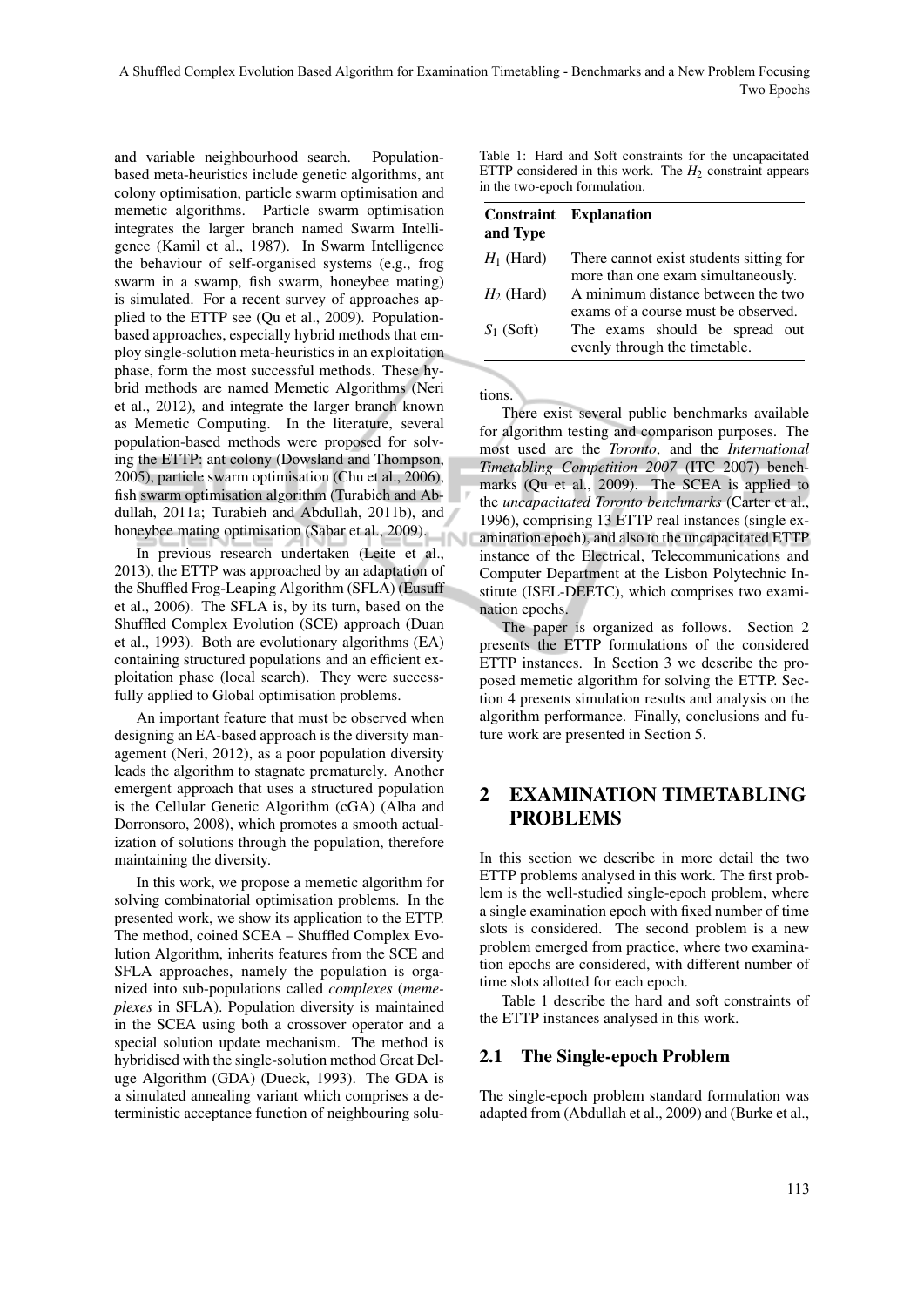and variable neighbourhood search. Population-based meta-heuristics include genetic algorithms, ant colony optimisation, particle swarm optimisation and memetic algorithms. Particle swarm optimisation integrates the larger branch named Swarm Intelligence (Kamil et al., 1987). In Swarm Intelligence the behaviour of self-organised systems (e.g., frog swarm in a swamp, fish swarm, honeybee mating) is simulated. For a recent survey of approaches applied to the ETTP see (Qu et al., 2009). Population-based approaches, especially hybrid methods that employ single-solution meta-heuristics in an exploitation phase, form the most successful methods. These hybrid methods are named Memetic Algorithms (Neri et al., 2012), and integrate the larger branch known as Memetic Computing. In the literature, several population-based methods were proposed for solving the ETTP: ant colony (Dowsland and Thompson, 2005), particle swarm optimisation (Chu et al., 2006), fish swarm optimisation algorithm (Turabieh and Abdullah, 2011a; Turabieh and Abdullah, 2011b), and honeybee mating optimisation (Sabar et al., 2009).

In previous research undertaken (Leite et al., 2013), the ETTP was approached by an adaptation of the Shuffled Frog-Leaping Algorithm (SFLA) (Eusuff et al., 2006). The SFLA is, by its turn, based on the Shuffled Complex Evolution (SCE) approach (Duan et al., 1993). Both are evolutionary algorithms (EA) containing structured populations and an efficient exploitation phase (local search). They were successfully applied to Global optimisation problems.

An important feature that must be observed when designing an EA-based approach is the diversity management (Neri, 2012), as a poor population diversity leads the algorithm to stagnate prematurely. Another emergent approach that uses a structured population is the Cellular Genetic Algorithm (cGA) (Alba and Dorronsoro, 2008), which promotes a smooth actualization of solutions through the population, therefore maintaining the diversity.

In this work, we propose a memetic algorithm for solving combinatorial optimisation problems. In the presented work, we show its application to the ETTP. The method, coined SCEA – Shuffled Complex Evolution Algorithm, inherits features from the SCE and SFLA approaches, namely the population is organized into sub-populations called *complexes* (*memeplexes* in SFLA). Population diversity is maintained in the SCEA using both a crossover operator and a special solution update mechanism. The method is hybridised with the single-solution method Great Deluge Algorithm (GDA) (Dueck, 1993). The GDA is a simulated annealing variant which comprises a deterministic acceptance function of neighbouring solutions.

Table 1: Hard and Soft constraints for the uncapacitated ETTP considered in this work. The $H_2$ constraint appears in the two-epoch formulation.

| **Constraint and Type** | **Explanation** |
|---|---|
| $H_1$ (Hard) | There cannot exist students sitting for more than one exam simultaneously. |
| $H_2$ (Hard) | A minimum distance between the two exams of a course must be observed. |
| $S_1$ (Soft) | The exams should be spread out evenly through the timetable. |

There exist several public benchmarks available for algorithm testing and comparison purposes. The most used are the *Toronto*, and the *International Timetabling Competition 2007* (ITC 2007) benchmarks (Qu et al., 2009). The SCEA is applied to the *uncapacitated Toronto benchmarks* (Carter et al., 1996), comprising 13 ETTP real instances (single examination epoch), and also to the uncapacitated ETTP instance of the Electrical, Telecommunications and Computer Department at the Lisbon Polytechnic Institute (ISEL-DEETC), which comprises two examination epochs.

The paper is organized as follows. Section 2 presents the ETTP formulations of the considered ETTP instances. In Section 3 we describe the proposed memetic algorithm for solving the ETTP. Section 4 presents simulation results and analysis on the algorithm performance. Finally, conclusions and future work are presented in Section 5.

## 2 EXAMINATION TIMETABLING PROBLEMS

In this section we describe in more detail the two ETTP problems analysed in this work. The first problem is the well-studied single-epoch problem, where a single examination epoch with fixed number of time slots is considered. The second problem is a new problem emerged from practice, where two examination epochs are considered, with different number of time slots allotted for each epoch.

Table 1 describe the hard and soft constraints of the ETTP instances analysed in this work.

### 2.1 The Single-epoch Problem

The single-epoch problem standard formulation was adapted from (Abdullah et al., 2009) and (Burke et al.,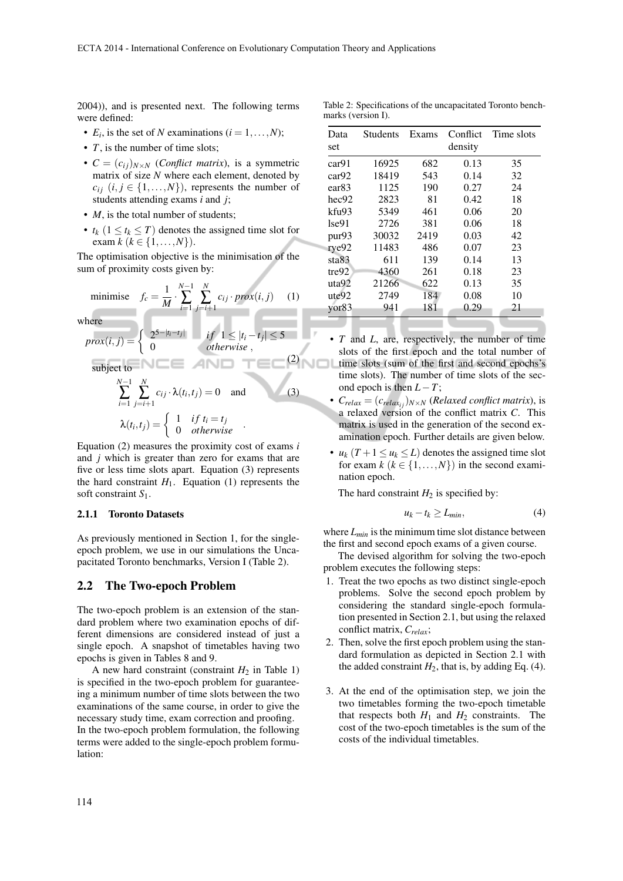2004)), and is presented next. The following terms were defined:

- $E_i$, is the set of $N$ examinations ($i = 1, \ldots, N$);
- $T$, is the number of time slots;
- $C = (c_{ij})_{N\times N}$ (*Conflict matrix*), is a symmetric matrix of size $N$ where each element, denoted by $c_{ij}$ $(i, j \in \{1, \ldots, N\})$, represents the number of students attending exams $i$ and $j$;
- $M$, is the total number of students;
- $t_k$ $(1 \leq t_k \leq T)$ denotes the assigned time slot for exam $k$ $(k \in \{1, \ldots, N\})$.

The optimisation objective is the minimisation of the sum of proximity costs given by:

$$\text{minimise} \quad f_c = \frac{1}{M} \cdot \sum_{i=1}^{N-1} \sum_{j=i+1}^{N} c_{ij} \cdot prox(i, j) \tag{1}$$

where

$$prox(i, j) = \begin{cases} 2^{5-|t_i - t_j|} & if \;\; 1 \leq |t_i - t_j| \leq 5 \\ 0 & otherwise \end{cases}, \tag{2}$$

subject to

$$\sum_{i=1}^{N-1} \sum_{j=i+1}^{N} c_{ij} \cdot \lambda(t_i, t_j) = 0 \quad \text{and} \tag{3}$$

$$\lambda(t_i, t_j) = \begin{cases} 1 & if \; t_i = t_j \\ 0 & otherwise \end{cases}.$$

Equation (2) measures the proximity cost of exams $i$ and $j$ which is greater than zero for exams that are five or less time slots apart. Equation (3) represents the hard constraint $H_1$. Equation (1) represents the soft constraint $S_1$.

#### 2.1.1 Toronto Datasets

As previously mentioned in Section 1, for the single-epoch problem, we use in our simulations the Uncapacitated Toronto benchmarks, Version I (Table 2).

Table 2: Specifications of the uncapacitated Toronto benchmarks (version I).

| Data set | Students | Exams | Conflict density | Time slots |
|---|---|---|---|---|
| car91 | 16925 | 682 | 0.13 | 35 |
| car92 | 18419 | 543 | 0.14 | 32 |
| ear83 | 1125 | 190 | 0.27 | 24 |
| hec92 | 2823 | 81 | 0.42 | 18 |
| kfu93 | 5349 | 461 | 0.06 | 20 |
| lse91 | 2726 | 381 | 0.06 | 18 |
| pur93 | 30032 | 2419 | 0.03 | 42 |
| rye92 | 11483 | 486 | 0.07 | 23 |
| sta83 | 611 | 139 | 0.14 | 13 |
| tre92 | 4360 | 261 | 0.18 | 23 |
| uta92 | 21266 | 622 | 0.13 | 35 |
| ute92 | 2749 | 184 | 0.08 | 10 |
| yor83 | 941 | 181 | 0.29 | 21 |

## 2.2 The Two-epoch Problem

The two-epoch problem is an extension of the standard problem where two examination epochs of different dimensions are considered instead of just a single epoch. A snapshot of timetables having two epochs is given in Tables 8 and 9.

A new hard constraint (constraint $H_2$ in Table 1) is specified in the two-epoch problem for guaranteeing a minimum number of time slots between the two examinations of the same course, in order to give the necessary study time, exam correction and proofing. In the two-epoch problem formulation, the following terms were added to the single-epoch problem formulation:

- $T$ and $L$, are, respectively, the number of time slots of the first epoch and the total number of time slots (sum of the first and second epochs's time slots). The number of time slots of the second epoch is then $L - T$;
- $C_{relax} = (c_{relax_{ij}})_{N\times N}$ (*Relaxed conflict matrix*), is a relaxed version of the conflict matrix $C$. This matrix is used in the generation of the second examination epoch. Further details are given below.
- $u_k$ $(T + 1 \leq u_k \leq L)$ denotes the assigned time slot for exam $k$ $(k \in \{1, \ldots, N\})$ in the second examination epoch.

The hard constraint $H_2$ is specified by:

$$u_k - t_k \geq L_{min}, \tag{4}$$

where $L_{min}$ is the minimum time slot distance between the first and second epoch exams of a given course.

The devised algorithm for solving the two-epoch problem executes the following steps:

1. Treat the two epochs as two distinct single-epoch problems. Solve the second epoch problem by considering the standard single-epoch formulation presented in Section 2.1, but using the relaxed conflict matrix, $C_{relax}$;
2. Then, solve the first epoch problem using the standard formulation as depicted in Section 2.1 with the added constraint $H_2$, that is, by adding Eq. (4).
3. At the end of the optimisation step, we join the two timetables forming the two-epoch timetable that respects both $H_1$ and $H_2$ constraints. The cost of the two-epoch timetables is the sum of the costs of the individual timetables.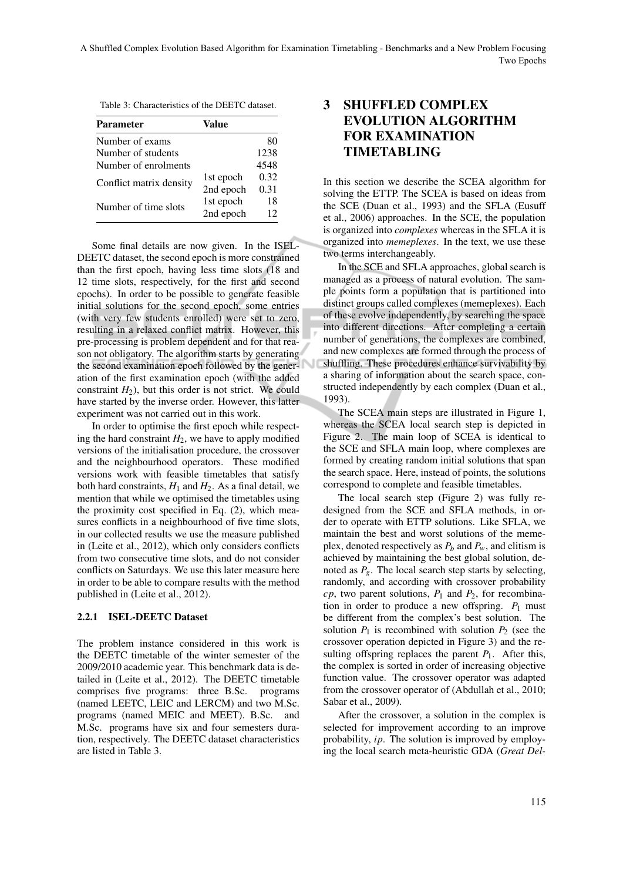Table 3: Characteristics of the DEETC dataset.

| Parameter | Value | |
|---|---|---|
| Number of exams | | 80 |
| Number of students | | 1238 |
| Number of enrolments | | 4548 |
| Conflict matrix density | 1st epoch | 0.32 |
| | 2nd epoch | 0.31 |
| Number of time slots | 1st epoch | 18 |
| | 2nd epoch | 12 |

Some final details are now given. In the ISEL-DEETC dataset, the second epoch is more constrained than the first epoch, having less time slots (18 and 12 time slots, respectively, for the first and second epochs). In order to be possible to generate feasible initial solutions for the second epoch, some entries (with very few students enrolled) were set to zero, resulting in a relaxed conflict matrix. However, this pre-processing is problem dependent and for that reason not obligatory. The algorithm starts by generating the second examination epoch followed by the generation of the first examination epoch (with the added constraint $H_2$), but this order is not strict. We could have started by the inverse order. However, this latter experiment was not carried out in this work.

In order to optimise the first epoch while respecting the hard constraint $H_2$, we have to apply modified versions of the initialisation procedure, the crossover and the neighbourhood operators. These modified versions work with feasible timetables that satisfy both hard constraints, $H_1$ and $H_2$. As a final detail, we mention that while we optimised the timetables using the proximity cost specified in Eq. (2), which measures conflicts in a neighbourhood of five time slots, in our collected results we use the measure published in (Leite et al., 2012), which only considers conflicts from two consecutive time slots, and do not consider conflicts on Saturdays. We use this later measure here in order to be able to compare results with the method published in (Leite et al., 2012).

#### 2.2.1 ISEL-DEETC Dataset

The problem instance considered in this work is the DEETC timetable of the winter semester of the 2009/2010 academic year. This benchmark data is detailed in (Leite et al., 2012). The DEETC timetable comprises five programs: three B.Sc. programs (named LEETC, LEIC and LERCM) and two M.Sc. programs (named MEIC and MEET). B.Sc. and M.Sc. programs have six and four semesters duration, respectively. The DEETC dataset characteristics are listed in Table 3.

## 3 SHUFFLED COMPLEX EVOLUTION ALGORITHM FOR EXAMINATION TIMETABLING

In this section we describe the SCEA algorithm for solving the ETTP. The SCEA is based on ideas from the SCE (Duan et al., 1993) and the SFLA (Eusuff et al., 2006) approaches. In the SCE, the population is organized into *complexes* whereas in the SFLA it is organized into *memeplexes*. In the text, we use these two terms interchangeably.

In the SCE and SFLA approaches, global search is managed as a process of natural evolution. The sample points form a population that is partitioned into distinct groups called complexes (memeplexes). Each of these evolve independently, by searching the space into different directions. After completing a certain number of generations, the complexes are combined, and new complexes are formed through the process of shuffling. These procedures enhance survivability by a sharing of information about the search space, constructed independently by each complex (Duan et al., 1993).

The SCEA main steps are illustrated in Figure 1, whereas the SCEA local search step is depicted in Figure 2. The main loop of SCEA is identical to the SCE and SFLA main loop, where complexes are formed by creating random initial solutions that span the search space. Here, instead of points, the solutions correspond to complete and feasible timetables.

The local search step (Figure 2) was fully redesigned from the SCE and SFLA methods, in order to operate with ETTP solutions. Like SFLA, we maintain the best and worst solutions of the memeplex, denoted respectively as $P_b$ and $P_w$, and elitism is achieved by maintaining the best global solution, denoted as $P_g$. The local search step starts by selecting, randomly, and according with crossover probability $cp$, two parent solutions, $P_1$ and $P_2$, for recombination in order to produce a new offspring. $P_1$ must be different from the complex's best solution. The solution $P_1$ is recombined with solution $P_2$ (see the crossover operation depicted in Figure 3) and the resulting offspring replaces the parent $P_1$. After this, the complex is sorted in order of increasing objective function value. The crossover operator was adapted from the crossover operator of (Abdullah et al., 2010; Sabar et al., 2009).

After the crossover, a solution in the complex is selected for improvement according to an improve probability, $ip$. The solution is improved by employing the local search meta-heuristic GDA (*Great Del-*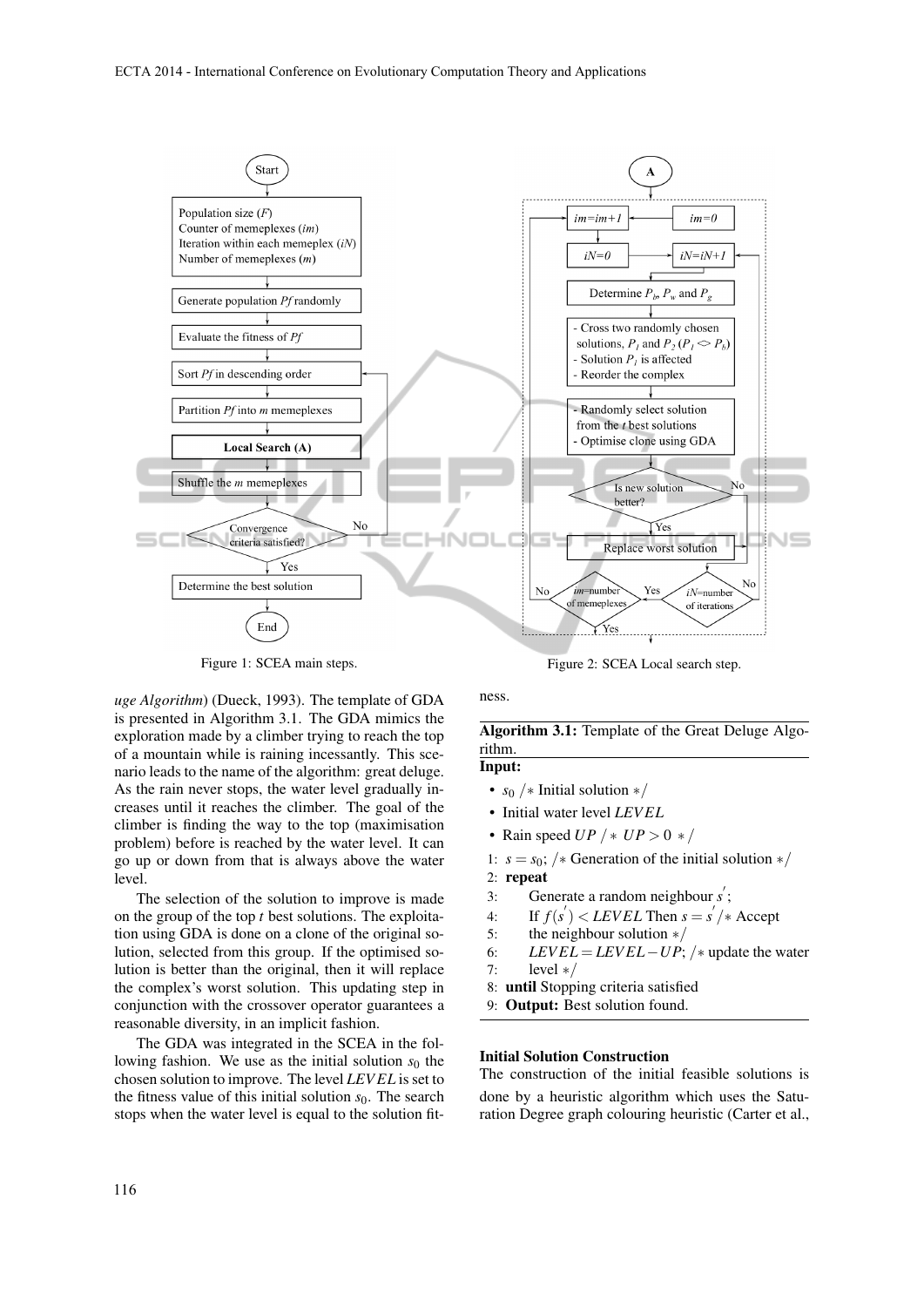Figure 1: SCEA main steps.

Figure 2: SCEA Local search step.

*uge Algorithm*) (Dueck, 1993). The template of GDA is presented in Algorithm 3.1. The GDA mimics the exploration made by a climber trying to reach the top of a mountain while is raining incessantly. This scenario leads to the name of the algorithm: great deluge. As the rain never stops, the water level gradually increases until it reaches the climber. The goal of the climber is finding the way to the top (maximisation problem) before is reached by the water level. It can go up or down from that is always above the water level.

The selection of the solution to improve is made on the group of the top $t$ best solutions. The exploitation using GDA is done on a clone of the original solution, selected from this group. If the optimised solution is better than the original, then it will replace the complex's worst solution. This updating step in conjunction with the crossover operator guarantees a reasonable diversity, in an implicit fashion.

The GDA was integrated in the SCEA in the following fashion. We use as the initial solution $s_0$ the chosen solution to improve. The level $LEVEL$ is set to the fitness value of this initial solution $s_0$. The search stops when the water level is equal to the solution fitness.

**Algorithm 3.1:** Template of the Great Deluge Algorithm.

**Input:**

- $s_0$ /* Initial solution */
- Initial water level $LEVEL$
- Rain speed $UP$ /* $UP > 0$ */

1: $s = s_0$; /* Generation of the initial solution */
2: **repeat**
3: Generate a random neighbour $s'$;
4: If $f(s') < LEVEL$ Then $s = s'$ /* Accept
5: the neighbour solution */
6: $LEVEL = LEVEL - UP$; /* update the water
7: level */
8: **until** Stopping criteria satisfied
9: **Output:** Best solution found.

**Initial Solution Construction**

The construction of the initial feasible solutions is done by a heuristic algorithm which uses the Saturation Degree graph colouring heuristic (Carter et al.,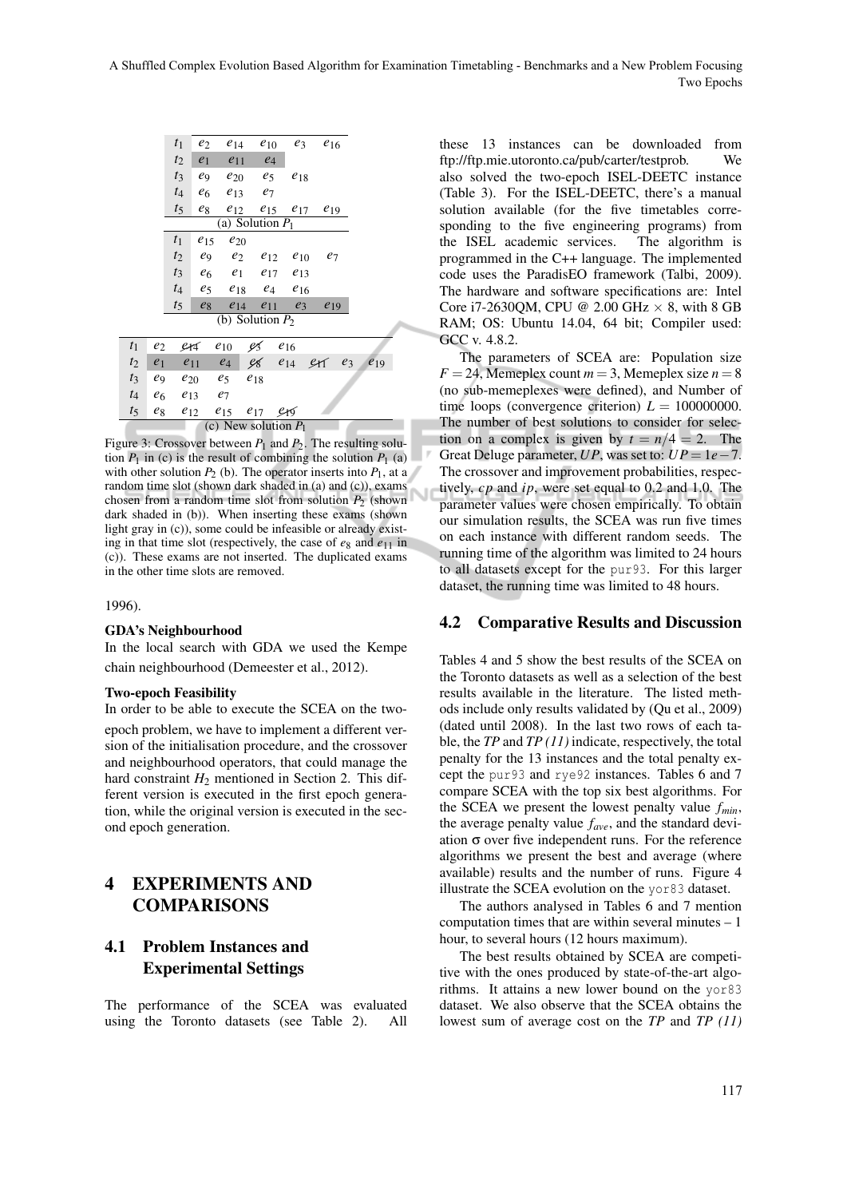| | | | | | |
|---|---|---|---|---|---|
| $t_1$ | $e_2$ | $e_{14}$ | $e_{10}$ | $e_3$ | $e_{16}$ |
| $t_2$ | $e_1$ | $e_{11}$ | $e_4$ | | |
| $t_3$ | $e_9$ | $e_{20}$ | $e_5$ | $e_{18}$ | |
| $t_4$ | $e_6$ | $e_{13}$ | $e_7$ | | |
| $t_5$ | $e_8$ | $e_{12}$ | $e_{15}$ | $e_{17}$ | $e_{19}$ |

(a) Solution $P_1$

| | | | | | |
|---|---|---|---|---|---|
| $t_1$ | $e_{15}$ | $e_{20}$ | | | |
| $t_2$ | $e_9$ | $e_2$ | $e_{12}$ | $e_{10}$ | $e_7$ |
| $t_3$ | $e_6$ | $e_1$ | $e_{17}$ | $e_{13}$ | |
| $t_4$ | $e_5$ | $e_{18}$ | $e_4$ | $e_{16}$ | |
| $t_5$ | $e_8$ | $e_{14}$ | $e_{11}$ | $e_3$ | $e_{19}$ |

(b) Solution $P_2$

| | | | | | | | | |
|---|---|---|---|---|---|---|---|---|
| $t_1$ | $e_2$ | ~~$e_{14}$~~ | $e_{10}$ | ~~$e_3$~~ | $e_{16}$ | | | |
| $t_2$ | $e_1$ | $e_{11}$ | $e_4$ | ~~$e_8$~~ | $e_{14}$ | ~~$e_{11}$~~ | $e_3$ | $e_{19}$ |
| $t_3$ | $e_9$ | $e_{20}$ | $e_5$ | $e_{18}$ | | | | |
| $t_4$ | $e_6$ | $e_{13}$ | $e_7$ | | | | | |
| $t_5$ | $e_8$ | $e_{12}$ | $e_{15}$ | $e_{17}$ | ~~$e_{19}$~~ | | | |

(c) New solution $P_1$

Figure 3: Crossover between $P_1$ and $P_2$. The resulting solution $P_1$ in (c) is the result of combining the solution $P_1$ (a) with other solution $P_2$ (b). The operator inserts into $P_1$, at a random time slot (shown dark shaded in (a) and (c)), exams chosen from a random time slot from solution $P_2$ (shown dark shaded in (b)). When inserting these exams (shown light gray in (c)), some could be infeasible or already existing in that time slot (respectively, the case of $e_8$ and $e_{11}$ in (c)). These exams are not inserted. The duplicated exams in the other time slots are removed.

1996).

**GDA's Neighbourhood**

In the local search with GDA we used the Kempe chain neighbourhood (Demeester et al., 2012).

**Two-epoch Feasibility**

In order to be able to execute the SCEA on the two-epoch problem, we have to implement a different version of the initialisation procedure, and the crossover and neighbourhood operators, that could manage the hard constraint $H_2$ mentioned in Section 2. This different version is executed in the first epoch generation, while the original version is executed in the second epoch generation.

# 4 EXPERIMENTS AND COMPARISONS

## 4.1 Problem Instances and Experimental Settings

The performance of the SCEA was evaluated using the Toronto datasets (see Table 2). All these 13 instances can be downloaded from ftp://ftp.mie.utoronto.ca/pub/carter/testprob. We also solved the two-epoch ISEL-DEETC instance (Table 3). For the ISEL-DEETC, there's a manual solution available (for the five timetables corresponding to the five engineering programs) from the ISEL academic services. The algorithm is programmed in the C++ language. The implemented code uses the ParadisEO framework (Talbi, 2009). The hardware and software specifications are: Intel Core i7-2630QM, CPU @ 2.00 GHz × 8, with 8 GB RAM; OS: Ubuntu 14.04, 64 bit; Compiler used: GCC v. 4.8.2.

The parameters of SCEA are: Population size $F = 24$, Memeplex count $m = 3$, Memeplex size $n = 8$ (no sub-memeplexes were defined), and Number of time loops (convergence criterion) $L = 100000000$. The number of best solutions to consider for selection on a complex is given by $t = n/4 = 2$. The Great Deluge parameter, $UP$, was set to: $UP = 1e-7$. The crossover and improvement probabilities, respectively, $cp$ and $ip$, were set equal to 0.2 and 1.0. The parameter values were chosen empirically. To obtain our simulation results, the SCEA was run five times on each instance with different random seeds. The running time of the algorithm was limited to 24 hours to all datasets except for the pur93. For this larger dataset, the running time was limited to 48 hours.

## 4.2 Comparative Results and Discussion

Tables 4 and 5 show the best results of the SCEA on the Toronto datasets as well as a selection of the best results available in the literature. The listed methods include only results validated by (Qu et al., 2009) (dated until 2008). In the last two rows of each table, the *TP* and *TP (11)* indicate, respectively, the total penalty for the 13 instances and the total penalty except the pur93 and rye92 instances. Tables 6 and 7 compare SCEA with the top six best algorithms. For the SCEA we present the lowest penalty value $f_{min}$, the average penalty value $f_{ave}$, and the standard deviation $\sigma$ over five independent runs. For the reference algorithms we present the best and average (where available) results and the number of runs. Figure 4 illustrate the SCEA evolution on the yor83 dataset.

The authors analysed in Tables 6 and 7 mention computation times that are within several minutes – 1 hour, to several hours (12 hours maximum).

The best results obtained by SCEA are competitive with the ones produced by state-of-the-art algorithms. It attains a new lower bound on the yor83 dataset. We also observe that the SCEA obtains the lowest sum of average cost on the *TP* and *TP (11)*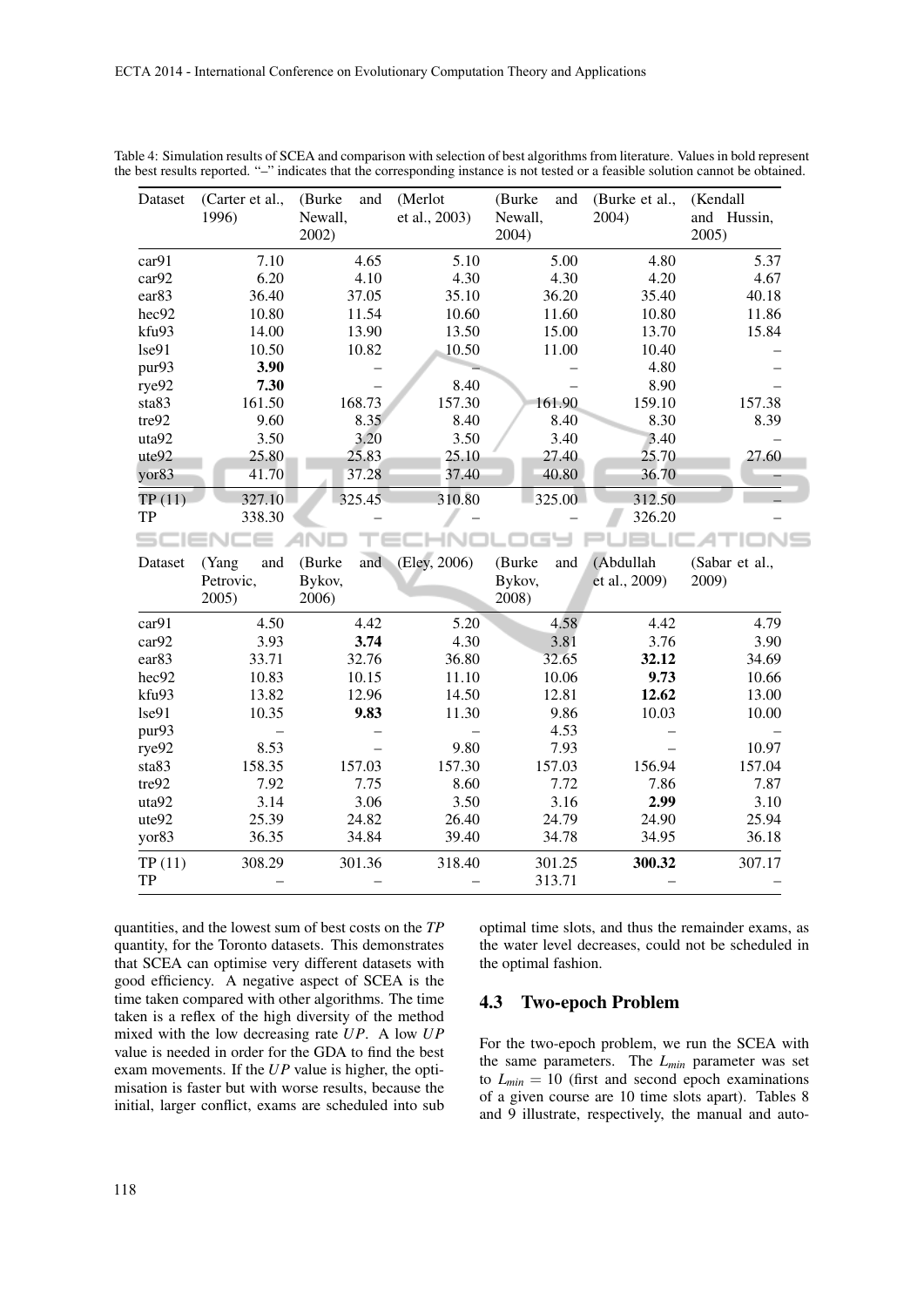Table 4: Simulation results of SCEA and comparison with selection of best algorithms from literature. Values in bold represent the best results reported. "–" indicates that the corresponding instance is not tested or a feasible solution cannot be obtained.

| Dataset | (Carter et al., 1996) | (Burke and Newall, 2002) | (Merlot et al., 2003) | (Burke and Newall, 2004) | (Burke et al., 2004) | (Kendall and Hussin, 2005) |
|---|---|---|---|---|---|---|
| car91 | 7.10 | 4.65 | 5.10 | 5.00 | 4.80 | 5.37 |
| car92 | 6.20 | 4.10 | 4.30 | 4.30 | 4.20 | 4.67 |
| ear83 | 36.40 | 37.05 | 35.10 | 36.20 | 35.40 | 40.18 |
| hec92 | 10.80 | 11.54 | 10.60 | 11.60 | 10.80 | 11.86 |
| kfu93 | 14.00 | 13.90 | 13.50 | 15.00 | 13.70 | 15.84 |
| lse91 | 10.50 | 10.82 | 10.50 | 11.00 | 10.40 | – |
| pur93 | **3.90** | – | – | – | 4.80 | – |
| rye92 | **7.30** | – | 8.40 | – | 8.90 | – |
| sta83 | 161.50 | 168.73 | 157.30 | 161.90 | 159.10 | 157.38 |
| tre92 | 9.60 | 8.35 | 8.40 | 8.40 | 8.30 | 8.39 |
| uta92 | 3.50 | 3.20 | 3.50 | 3.40 | 3.40 | – |
| ute92 | 25.80 | 25.83 | 25.10 | 27.40 | 25.70 | 27.60 |
| yor83 | 41.70 | 37.28 | 37.40 | 40.80 | 36.70 | – |
| TP (11) | 327.10 | 325.45 | 310.80 | 325.00 | 312.50 | – |
| TP | 338.30 | – | – | – | 326.20 | – |

| Dataset | (Yang and Petrovic, 2005) | (Burke and Bykov, 2006) | (Eley, 2006) | (Burke and Bykov, 2008) | (Abdullah et al., 2009) | (Sabar et al., 2009) |
|---|---|---|---|---|---|---|
| car91 | 4.50 | 4.42 | 5.20 | 4.58 | 4.42 | 4.79 |
| car92 | 3.93 | **3.74** | 4.30 | 3.81 | 3.76 | 3.90 |
| ear83 | 33.71 | 32.76 | 36.80 | 32.65 | **32.12** | 34.69 |
| hec92 | 10.83 | 10.15 | 11.10 | 10.06 | **9.73** | 10.66 |
| kfu93 | 13.82 | 12.96 | 14.50 | 12.81 | **12.62** | 13.00 |
| lse91 | 10.35 | **9.83** | 11.30 | 9.86 | 10.03 | 10.00 |
| pur93 | – | – | – | 4.53 | – | – |
| rye92 | 8.53 | – | 9.80 | 7.93 | – | 10.97 |
| sta83 | 158.35 | 157.03 | 157.30 | 157.03 | 156.94 | 157.04 |
| tre92 | 7.92 | 7.75 | 8.60 | 7.72 | 7.86 | 7.87 |
| uta92 | 3.14 | 3.06 | 3.50 | 3.16 | **2.99** | 3.10 |
| ute92 | 25.39 | 24.82 | 26.40 | 24.79 | 24.90 | 25.94 |
| yor83 | 36.35 | 34.84 | 39.40 | 34.78 | 34.95 | 36.18 |
| TP (11) | 308.29 | 301.36 | 318.40 | 301.25 | **300.32** | 307.17 |
| TP | – | – | – | 313.71 | – | – |

quantities, and the lowest sum of best costs on the *TP* quantity, for the Toronto datasets. This demonstrates that SCEA can optimise very different datasets with good efficiency. A negative aspect of SCEA is the time taken compared with other algorithms. The time taken is a reflex of the high diversity of the method mixed with the low decreasing rate $UP$. A low $UP$ value is needed in order for the GDA to find the best exam movements. If the $UP$ value is higher, the optimisation is faster but with worse results, because the initial, larger conflict, exams are scheduled into sub optimal time slots, and thus the remainder exams, as the water level decreases, could not be scheduled in the optimal fashion.

### 4.3 Two-epoch Problem

For the two-epoch problem, we run the SCEA with the same parameters. The $L_{min}$ parameter was set to $L_{min} = 10$ (first and second epoch examinations of a given course are 10 time slots apart). Tables 8 and 9 illustrate, respectively, the manual and auto-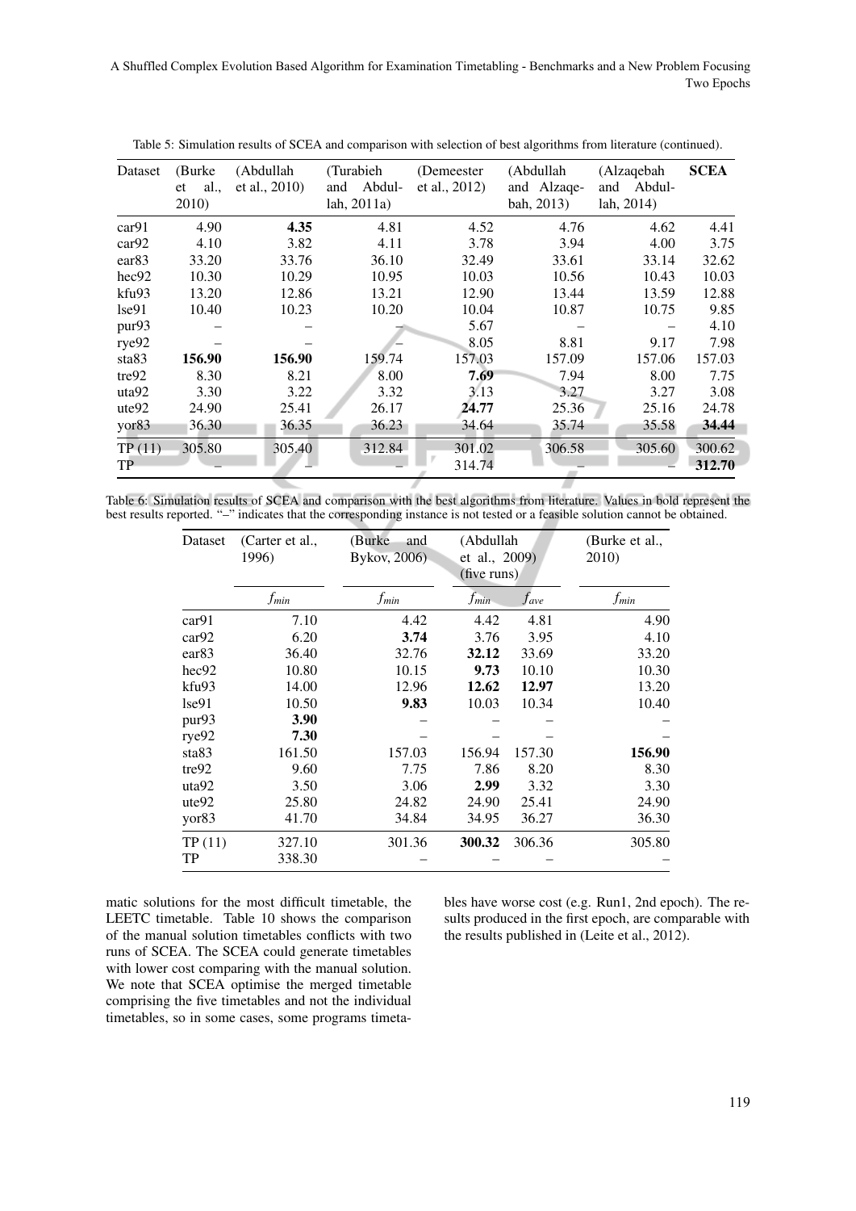Table 5: Simulation results of SCEA and comparison with selection of best algorithms from literature (continued).

| Dataset | (Burke et al., 2010) | (Abdullah et al., 2010) | (Turabieh and Abdullah, 2011a) | (Demeester et al., 2012) | (Abdullah and Alzaqebah, 2013) | (Alzaqebah and Abdullah, 2014) | **SCEA** |
|---|---|---|---|---|---|---|---|
| car91 | 4.90 | **4.35** | 4.81 | 4.52 | 4.76 | 4.62 | 4.41 |
| car92 | 4.10 | 3.82 | 4.11 | 3.78 | 3.94 | 4.00 | 3.75 |
| ear83 | 33.20 | 33.76 | 36.10 | 32.49 | 33.61 | 33.14 | 32.62 |
| hec92 | 10.30 | 10.29 | 10.95 | 10.03 | 10.56 | 10.43 | 10.03 |
| kfu93 | 13.20 | 12.86 | 13.21 | 12.90 | 13.44 | 13.59 | 12.88 |
| lse91 | 10.40 | 10.23 | 10.20 | 10.04 | 10.87 | 10.75 | 9.85 |
| pur93 | – | – | – | 5.67 | – | – | 4.10 |
| rye92 | – | – | – | 8.05 | 8.81 | 9.17 | 7.98 |
| sta83 | **156.90** | **156.90** | 159.74 | 157.03 | 157.09 | 157.06 | 157.03 |
| tre92 | 8.30 | 8.21 | 8.00 | **7.69** | 7.94 | 8.00 | 7.75 |
| uta92 | 3.30 | 3.22 | 3.32 | 3.13 | 3.27 | 3.27 | 3.08 |
| ute92 | 24.90 | 25.41 | 26.17 | **24.77** | 25.36 | 25.16 | 24.78 |
| yor83 | 36.30 | 36.35 | 36.23 | 34.64 | 35.74 | 35.58 | **34.44** |
| TP (11) | 305.80 | 305.40 | 312.84 | 301.02 | 306.58 | 305.60 | 300.62 |
| TP | – | – | – | 314.74 | – | – | **312.70** |

Table 6: Simulation results of SCEA and comparison with the best algorithms from literature. Values in bold represent the best results reported. "–" indicates that the corresponding instance is not tested or a feasible solution cannot be obtained.

| Dataset | (Carter et al., 1996) | (Burke and Bykov, 2006) | (Abdullah et al., 2009) (five runs) | | (Burke et al., 2010) |
|---|---|---|---|---|---|
| | $f_{min}$ | $f_{min}$ | $f_{min}$ | $f_{ave}$ | $f_{min}$ |
| car91 | 7.10 | 4.42 | 4.42 | 4.81 | 4.90 |
| car92 | 6.20 | **3.74** | 3.76 | 3.95 | 4.10 |
| ear83 | 36.40 | 32.76 | **32.12** | 33.69 | 33.20 |
| hec92 | 10.80 | 10.15 | **9.73** | 10.10 | 10.30 |
| kfu93 | 14.00 | 12.96 | **12.62** | **12.97** | 13.20 |
| lse91 | 10.50 | **9.83** | 10.03 | 10.34 | 10.40 |
| pur93 | **3.90** | – | – | – | – |
| rye92 | **7.30** | – | – | – | – |
| sta83 | 161.50 | 157.03 | 156.94 | 157.30 | **156.90** |
| tre92 | 9.60 | 7.75 | 7.86 | 8.20 | 8.30 |
| uta92 | 3.50 | 3.06 | **2.99** | 3.32 | 3.30 |
| ute92 | 25.80 | 24.82 | 24.90 | 25.41 | 24.90 |
| yor83 | 41.70 | 34.84 | 34.95 | 36.27 | 36.30 |
| TP (11) | 327.10 | 301.36 | **300.32** | 306.36 | 305.80 |
| TP | 338.30 | – | – | – | – |

matic solutions for the most difficult timetable, the LEETC timetable. Table 10 shows the comparison of the manual solution timetables conflicts with two runs of SCEA. The SCEA could generate timetables with lower cost comparing with the manual solution. We note that SCEA optimise the merged timetable comprising the five timetables and not the individual timetables, so in some cases, some programs timetables have worse cost (e.g. Run1, 2nd epoch). The results produced in the first epoch, are comparable with the results published in (Leite et al., 2012).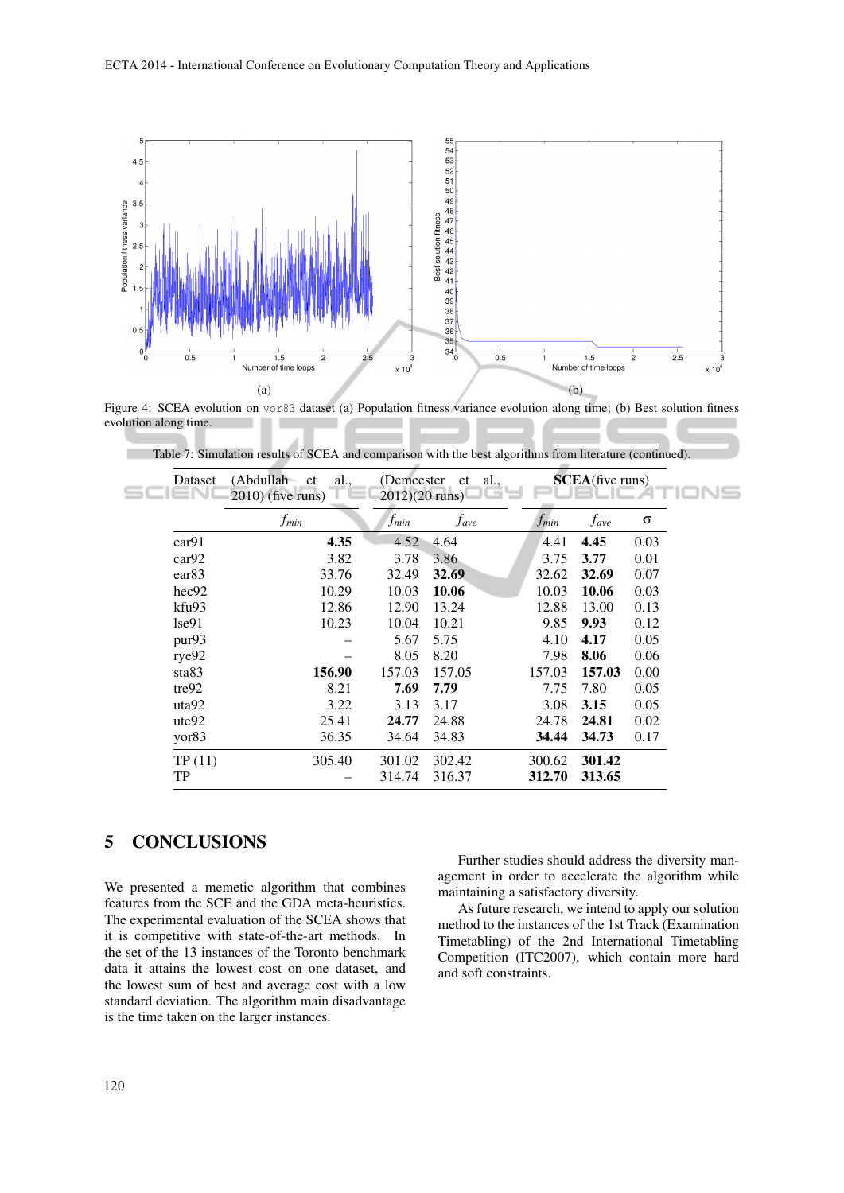Figure 4: SCEA evolution on yor83 dataset (a) Population fitness variance evolution along time; (b) Best solution fitness evolution along time.

Table 7: Simulation results of SCEA and comparison with the best algorithms from literature (continued).

| Dataset | (Abdullah et al., 2010) (five runs) | (Demeester et al., 2012)(20 runs) | | **SCEA**(five runs) | | |
|---|---|---|---|---|---|---|
| | $f_{min}$ | $f_{min}$ | $f_{ave}$ | $f_{min}$ | $f_{ave}$ | $\sigma$ |
| car91 | **4.35** | 4.52 | 4.64 | 4.41 | **4.45** | 0.03 |
| car92 | 3.82 | 3.78 | 3.86 | 3.75 | **3.77** | 0.01 |
| ear83 | 33.76 | 32.49 | **32.69** | 32.62 | **32.69** | 0.07 |
| hec92 | 10.29 | 10.03 | **10.06** | 10.03 | **10.06** | 0.03 |
| kfu93 | 12.86 | 12.90 | 13.24 | 12.88 | 13.00 | 0.13 |
| lse91 | 10.23 | 10.04 | 10.21 | 9.85 | **9.93** | 0.12 |
| pur93 | – | 5.67 | 5.75 | 4.10 | **4.17** | 0.05 |
| rye92 | – | 8.05 | 8.20 | 7.98 | **8.06** | 0.06 |
| sta83 | **156.90** | 157.03 | 157.05 | 157.03 | **157.03** | 0.00 |
| tre92 | 8.21 | **7.69** | **7.79** | 7.75 | 7.80 | 0.05 |
| uta92 | 3.22 | 3.13 | 3.17 | 3.08 | **3.15** | 0.05 |
| ute92 | 25.41 | **24.77** | 24.88 | 24.78 | **24.81** | 0.02 |
| yor83 | 36.35 | 34.64 | 34.83 | **34.44** | **34.73** | 0.17 |
| TP (11) | 305.40 | 301.02 | 302.42 | 300.62 | **301.42** | |
| TP | – | 314.74 | 316.37 | **312.70** | **313.65** | |

## 5 CONCLUSIONS

We presented a memetic algorithm that combines features from the SCE and the GDA meta-heuristics. The experimental evaluation of the SCEA shows that it is competitive with state-of-the-art methods. In the set of the 13 instances of the Toronto benchmark data it attains the lowest cost on one dataset, and the lowest sum of best and average cost with a low standard deviation. The algorithm main disadvantage is the time taken on the larger instances.

Further studies should address the diversity management in order to accelerate the algorithm while maintaining a satisfactory diversity.

As future research, we intend to apply our solution method to the instances of the 1st Track (Examination Timetabling) of the 2nd International Timetabling Competition (ITC2007), which contain more hard and soft constraints.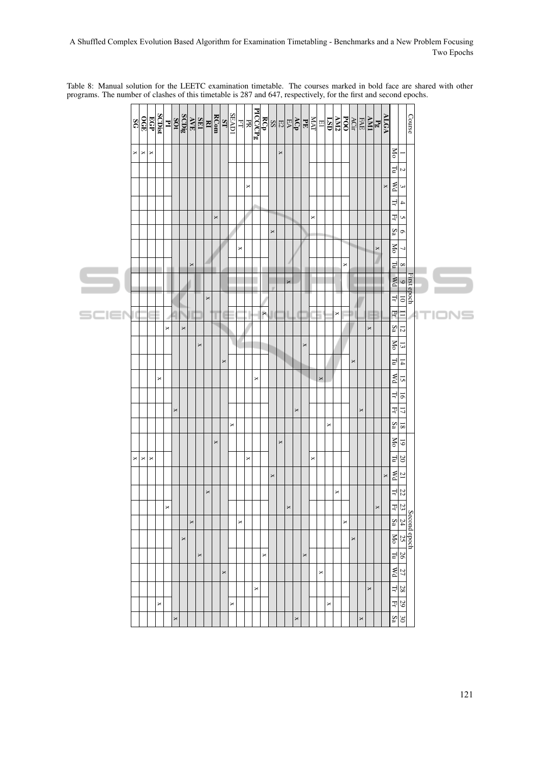Table 8: Manual solution for the LEETC examination timetable. The courses marked in bold face are shared with other programs. The number of clashes of this timetable is 287 and 647, respectively, for the first and second epochs.

| Course | First epoch | | | | | | | | | | | | | | | | | | Second epoch | | | | | | | | | | | |
|---|---|---|---|---|---|---|---|---|---|---|---|---|---|---|---|---|---|---|---|---|---|---|---|---|---|---|---|---|---|---|
| | 1 | 2 | 3 | 4 | 5 | 6 | 7 | 8 | 9 | 10 | 11 | 12 | 13 | 14 | 15 | 16 | 17 | 18 | 19 | 20 | 21 | 22 | 23 | 24 | 25 | 26 | 27 | 28 | 29 | 30 |
| | Mo | Tu | Wd | Tr | Fr | Sa | Mo | Tu | Wd | Tr | Fr | Sa | Mo | Tu | Wd | Tr | Fr | Sa | Mo | Tu | Wd | Tr | Fr | Sa | Mo | Tu | Wd | Tr | Fr | Sa |
| **ALGA** | | | x | | | | | | | | | | | | | | | | | | x | | | | | | | | | |
| **Pg** | | | | | | | x | | | | | | | | | | | | | | | | x | | | | | | | |
| **AM1** | | | | | | | | | | | | x | | | | | | | | | | | | | | | | x | | |
| FAE | | | | | | | | | | | | | | | | | x | | | | | | | | | | | | | x |
| ACir | | | | | | | | | | | | | | x | | | | | | | | | | | x | | | | | |
| **POO** | | | | | | | | x | | | | | | | | | | | | | | | | x | | | | | | |
| **AM2** | | | | | | | | | | | x | | | | | | | | | | | x | | | | | | | | |
| **LSD** | | | | | | | | | | | | | | | | | | x | | | | | | | | | | | x | |
| EI | | | | | | | | | | | | | | | x | | | | | | | | | | | | x | | | |
| MAT | | | | | x | | | | | | | | | | | | | | | x | | | | | | | | | | |
| **PE** | | | | | | | | | | | | | x | | | | | | | | | | | | | x | | | | |
| **ACp** | | | | | | | | | | | | | | | | | x | | | | | | | | | | | | | x |
| EA | | | | | | | | | x | | | | | | | | | | | | | | x | | | | | | | |
| E2 | x | | | | | | | | | | | | | | | | | | x | | | | | | | | | | | |
| SS | | | | | | x | | | | | | | | | | | | | | | x | | | | | | | | | |
| **RCp** | | | | | | | | | | | x | | | | | | | | | | | | | | | x | | | | |
| **PICC/CPg** | | | | | | | | | | | | | | | x | | | | | | | | | | | | | x | | |
| PR | | | x | | | | | | | | | | | | | | | | | x | | | | | | | | | | |
| FT | | | | | | | x | | | | | | | | | | | | | | | | | x | | | | | | |
| SEAD1 | | | | | | | | | | | | | | | | | | x | | | | | | | | | | | x | |
| **ST** | | | | | | | | | | | | | | x | | | | | | | | | | | | | x | | | |
| **RCom** | | | | | x | | | | | | | | | | | | | | x | | | | | | | | | | | |
| **RI** | | | | | | | | | | x | | | | | | | | | | | | x | | | | | | | | |
| **SE1** | | | | | | | | | | | | | x | | | | | | | | | | | | | x | | | | |
| **AVE** | | | | | | | | x | | | | | | | | | | | | | | | | x | | | | | | |
| **SCDig** | | | | | | | | | | | | x | | | | | | | | | | | | | x | | | | | |
| **SOt** | | | | | | | | | | | | | | | | | x | | | | | | | | | | | | | x |
| **PI** | | | | | | | | | | | | x | | | | | | | | | | | x | | | | | | | |
| **SCDist** | | | | | | | | | | | | | | | x | | | | | | | | | | | | | | x | |
| **EGP** | x | | | | | | | | | | | | | | | | | | | x | | | | | | | | | | |
| **OGE** | x | | | | | | | | | | | | | | | | | | | x | | | | | | | | | | |
| **SG** | x | | | | | | | | | | | | | | | | | | | x | | | | | | | | | | |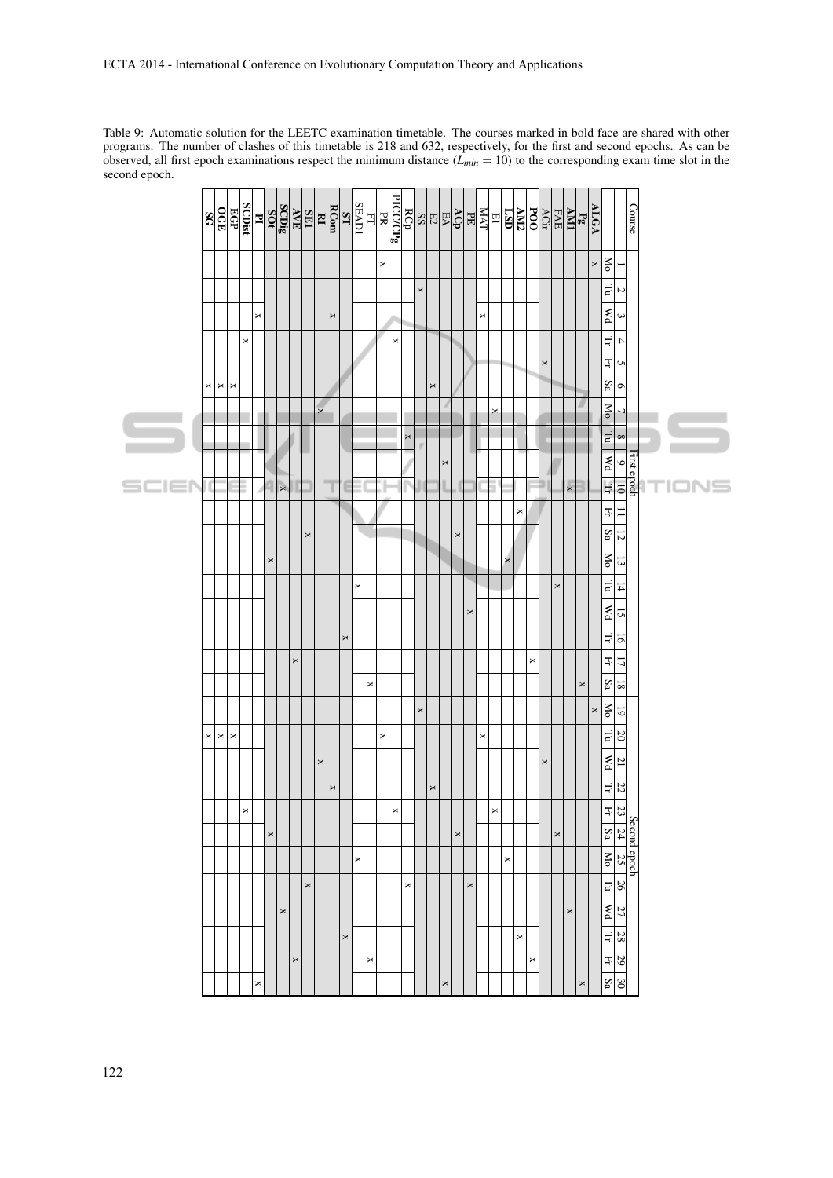Table 9: Automatic solution for the LEETC examination timetable. The courses marked in bold face are shared with other programs. The number of clashes of this timetable is 218 and 632, respectively, for the first and second epochs. As can be observed, all first epoch examinations respect the minimum distance ($L_{min} = 10$) to the corresponding exam time slot in the second epoch.

| Course | First epoch | | | | | | | | | | | | | | | | | | Second epoch | | | | | | | | | | | |
|---|---|---|---|---|---|---|---|---|---|---|---|---|---|---|---|---|---|---|---|---|---|---|---|---|---|---|---|---|---|---|
| | 1 | 2 | 3 | 4 | 5 | 6 | 7 | 8 | 9 | 10 | 11 | 12 | 13 | 14 | 15 | 16 | 17 | 18 | 19 | 20 | 21 | 22 | 23 | 24 | 25 | 26 | 27 | 28 | 29 | 30 |
| | Mo | Tu | Wd | Tr | Fr | Sa | Mo | Tu | Wd | Tr | Fr | Sa | Mo | Tu | Wd | Tr | Fr | Sa | Mo | Tu | Wd | Tr | Fr | Sa | Mo | Tu | Wd | Tr | Fr | Sa |
| **ALGA** | x | | | | | | | | | | | | | | | | | | x | | | | | | | | | | | |
| **Pg** | | | | | | | | | | | | | | | | | | x | | | | | | | | | | | | x |
| **AMI** | | | | | | | | | | x | | | | | | | | | | | | | | | | | x | | | |
| FAE | | | | | | | | | | | | | | x | | | | | | | | | | x | | | | | | |
| ACir | | | | | x | | | | | | | | | | | | | | | | x | | | | | | | | | |
| **POO** | | | | | | | | | | | | | | | | | x | | | | | | | | | | | | x | |
| **AM2** | | | | | | | | | | | x | | | | | | | | | | | | | | | | | x | | |
| **LSD** | | | | | | | | | | | | | x | | | | | | | | | | | | x | | | | | |
| EI | | | | | | | x | | | | | | | | | | | | | | | | x | | | | | | | |
| MAT | | | x | | | | | | | | | | | | | | | | | x | | | | | | | | | | |
| **PE** | | | | | | | | | | | | | | | x | | | | | | | | | | | x | | | | |
| **ACp** | | | | | | | | | | | | x | | | | | | | | | | | | x | | | | | | |
| EA | | | | | | | | | x | | | | | | | | | | | | | | | | | | | | | x |
| E2 | | | | | | x | | | | | | | | | | | | | | | | x | | | | | | | | |
| SS | | x | | | | | | | | | | | | | | | | | x | | | | | | | | | | | |
| **RCp** | | | | | | | | x | | | | | | | | | | | | | | | | | | x | | | | |
| **PICC/CPg** | | | | x | | | | | | | | | | | | | | | | | | | x | | | | | | | |
| PR | x | | | | | | | | | | | | | | | | | | | x | | | | | | | | | | |
| FT | | | | | | | | | | | | | | | | | | x | | | | | | | | | | | x | |
| SEAD1 | | | | | | | | | | | | | | x | | | | | | | | | | | x | | | | | |
| **ST** | | | | | | | | | | | | | | | | x | | | | | | | | | | | | x | | |
| **RCom** | | | x | | | | | | | | | | | | | | | | | | | x | | | | | | | | |
| **RI** | | | | | | | x | | | | | | | | | | | | | | x | | | | | | | | | |
| **SEI** | | | | | | | | | | | | x | | | | | | | | | | | | | | x | | | | |
| AVE | | | | | | | | | | | | | | | | | x | | | | | | | | | | | | x | |
| **SCDig** | | | | | | | | | | x | | | | | | | | | | | | | | | | | x | | | |
| **SOt** | | | | | | | | | | | | | x | | | | | | | | | | | x | | | | | | |
| **PI** | | | x | | | | | | | | | | | | | | | | | | | | | | | | | | | x |
| **SCDist** | | | | x | | | | | | | | | | | | | | | | | | | x | | | | | | | |
| **EGP** | | | | | | x | | | | | | | | | | | | | | x | | | | | | | | | | |
| **OGE** | | | | | | x | | | | | | | | | | | | | | x | | | | | | | | | | |
| **SG** | | | | | | x | | | | | | | | | | | | | | x | | | | | | | | | | |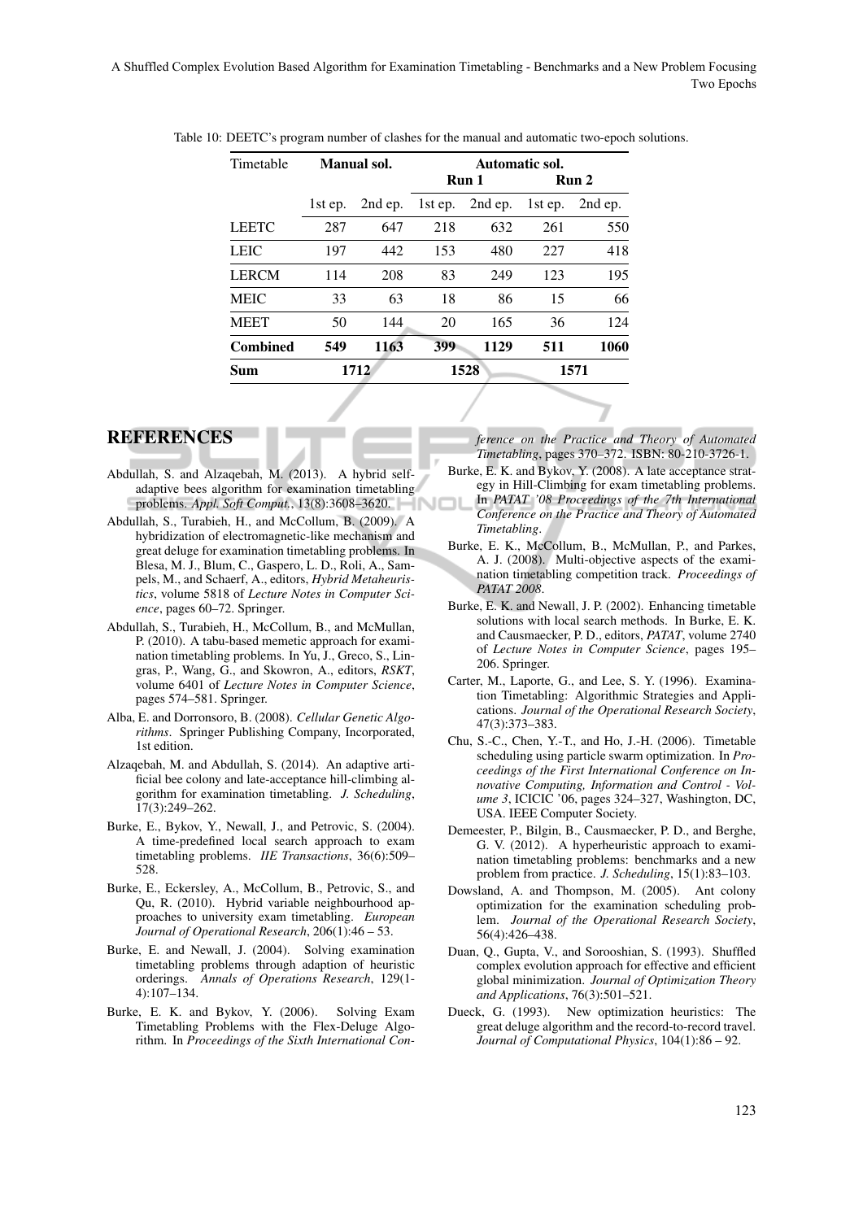Table 10: DEETC's program number of clashes for the manual and automatic two-epoch solutions.

| Timetable | Manual sol. | | Automatic sol. | | | |
|---|---|---|---|---|---|---|
| | | | Run 1 | | Run 2 | |
| | 1st ep. | 2nd ep. | 1st ep. | 2nd ep. | 1st ep. | 2nd ep. |
| LEETC | 287 | 647 | 218 | 632 | 261 | 550 |
| LEIC | 197 | 442 | 153 | 480 | 227 | 418 |
| LERCM | 114 | 208 | 83 | 249 | 123 | 195 |
| MEIC | 33 | 63 | 18 | 86 | 15 | 66 |
| MEET | 50 | 144 | 20 | 165 | 36 | 124 |
| **Combined** | **549** | **1163** | **399** | **1129** | **511** | **1060** |
| **Sum** | **1712** | | **1528** | | **1571** | |

## REFERENCES

Abdullah, S. and Alzaqebah, M. (2013). A hybrid self-adaptive bees algorithm for examination timetabling problems. *Appl. Soft Comput.*, 13(8):3608–3620.

Abdullah, S., Turabieh, H., and McCollum, B. (2009). A hybridization of electromagnetic-like mechanism and great deluge for examination timetabling problems. In Blesa, M. J., Blum, C., Gaspero, L. D., Roli, A., Sampels, M., and Schaerf, A., editors, *Hybrid Metaheuristics*, volume 5818 of *Lecture Notes in Computer Science*, pages 60–72. Springer.

Abdullah, S., Turabieh, H., McCollum, B., and McMullan, P. (2010). A tabu-based memetic approach for examination timetabling problems. In Yu, J., Greco, S., Lingras, P., Wang, G., and Skowron, A., editors, *RSKT*, volume 6401 of *Lecture Notes in Computer Science*, pages 574–581. Springer.

Alba, E. and Dorronsoro, B. (2008). *Cellular Genetic Algorithms*. Springer Publishing Company, Incorporated, 1st edition.

Alzaqebah, M. and Abdullah, S. (2014). An adaptive artificial bee colony and late-acceptance hill-climbing algorithm for examination timetabling. *J. Scheduling*, 17(3):249–262.

Burke, E., Bykov, Y., Newall, J., and Petrovic, S. (2004). A time-predefined local search approach to exam timetabling problems. *IIE Transactions*, 36(6):509–528.

Burke, E., Eckersley, A., McCollum, B., Petrovic, S., and Qu, R. (2010). Hybrid variable neighbourhood approaches to university exam timetabling. *European Journal of Operational Research*, 206(1):46 – 53.

Burke, E. and Newall, J. (2004). Solving examination timetabling problems through adaption of heuristic orderings. *Annals of Operations Research*, 129(1-4):107–134.

Burke, E. K. and Bykov, Y. (2006). Solving Exam Timetabling Problems with the Flex-Deluge Algorithm. In *Proceedings of the Sixth International Conference on the Practice and Theory of Automated Timetabling*, pages 370–372. ISBN: 80-210-3726-1.

Burke, E. K. and Bykov, Y. (2008). A late acceptance strategy in Hill-Climbing for exam timetabling problems. In *PATAT '08 Proceedings of the 7th International Conference on the Practice and Theory of Automated Timetabling*.

Burke, E. K., McCollum, B., McMullan, P., and Parkes, A. J. (2008). Multi-objective aspects of the examination timetabling competition track. *Proceedings of PATAT 2008*.

Burke, E. K. and Newall, J. P. (2002). Enhancing timetable solutions with local search methods. In Burke, E. K. and Causmaecker, P. D., editors, *PATAT*, volume 2740 of *Lecture Notes in Computer Science*, pages 195–206. Springer.

Carter, M., Laporte, G., and Lee, S. Y. (1996). Examination Timetabling: Algorithmic Strategies and Applications. *Journal of the Operational Research Society*, 47(3):373–383.

Chu, S.-C., Chen, Y.-T., and Ho, J.-H. (2006). Timetable scheduling using particle swarm optimization. In *Proceedings of the First International Conference on Innovative Computing, Information and Control - Volume 3*, ICICIC '06, pages 324–327, Washington, DC, USA. IEEE Computer Society.

Demeester, P., Bilgin, B., Causmaecker, P. D., and Berghe, G. V. (2012). A hyperheuristic approach to examination timetabling problems: benchmarks and a new problem from practice. *J. Scheduling*, 15(1):83–103.

Dowsland, A. and Thompson, M. (2005). Ant colony optimization for the examination scheduling problem. *Journal of the Operational Research Society*, 56(4):426–438.

Duan, Q., Gupta, V., and Sorooshian, S. (1993). Shuffled complex evolution approach for effective and efficient global minimization. *Journal of Optimization Theory and Applications*, 76(3):501–521.

Dueck, G. (1993). New optimization heuristics: The great deluge algorithm and the record-to-record travel. *Journal of Computational Physics*, 104(1):86 – 92.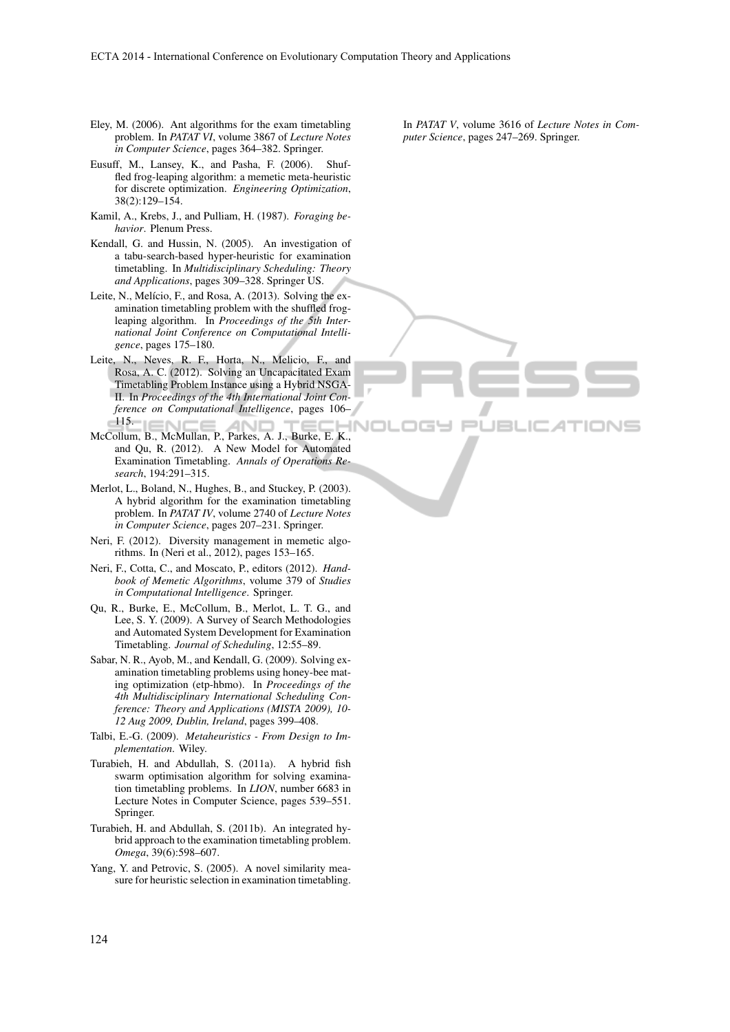Eley, M. (2006). Ant algorithms for the exam timetabling problem. In *PATAT VI*, volume 3867 of *Lecture Notes in Computer Science*, pages 364–382. Springer.

Eusuff, M., Lansey, K., and Pasha, F. (2006). Shuffled frog-leaping algorithm: a memetic meta-heuristic for discrete optimization. *Engineering Optimization*, 38(2):129–154.

Kamil, A., Krebs, J., and Pulliam, H. (1987). *Foraging behavior*. Plenum Press.

Kendall, G. and Hussin, N. (2005). An investigation of a tabu-search-based hyper-heuristic for examination timetabling. In *Multidisciplinary Scheduling: Theory and Applications*, pages 309–328. Springer US.

Leite, N., Melício, F., and Rosa, A. (2013). Solving the examination timetabling problem with the shuffled frog-leaping algorithm. In *Proceedings of the 5th International Joint Conference on Computational Intelligence*, pages 175–180.

Leite, N., Neves, R. F., Horta, N., Melicio, F., and Rosa, A. C. (2012). Solving an Uncapacitated Exam Timetabling Problem Instance using a Hybrid NSGA-II. In *Proceedings of the 4th International Joint Conference on Computational Intelligence*, pages 106–115.

McCollum, B., McMullan, P., Parkes, A. J., Burke, E. K., and Qu, R. (2012). A New Model for Automated Examination Timetabling. *Annals of Operations Research*, 194:291–315.

Merlot, L., Boland, N., Hughes, B., and Stuckey, P. (2003). A hybrid algorithm for the examination timetabling problem. In *PATAT IV*, volume 2740 of *Lecture Notes in Computer Science*, pages 207–231. Springer.

Neri, F. (2012). Diversity management in memetic algorithms. In (Neri et al., 2012), pages 153–165.

Neri, F., Cotta, C., and Moscato, P., editors (2012). *Handbook of Memetic Algorithms*, volume 379 of *Studies in Computational Intelligence*. Springer.

Qu, R., Burke, E., McCollum, B., Merlot, L. T. G., and Lee, S. Y. (2009). A Survey of Search Methodologies and Automated System Development for Examination Timetabling. *Journal of Scheduling*, 12:55–89.

Sabar, N. R., Ayob, M., and Kendall, G. (2009). Solving examination timetabling problems using honey-bee mating optimization (etp-hbmo). In *Proceedings of the 4th Multidisciplinary International Scheduling Conference: Theory and Applications (MISTA 2009), 10-12 Aug 2009, Dublin, Ireland*, pages 399–408.

Talbi, E.-G. (2009). *Metaheuristics - From Design to Implementation*. Wiley.

Turabieh, H. and Abdullah, S. (2011a). A hybrid fish swarm optimisation algorithm for solving examination timetabling problems. In *LION*, number 6683 in Lecture Notes in Computer Science, pages 539–551. Springer.

Turabieh, H. and Abdullah, S. (2011b). An integrated hybrid approach to the examination timetabling problem. *Omega*, 39(6):598–607.

Yang, Y. and Petrovic, S. (2005). A novel similarity measure for heuristic selection in examination timetabling. In *PATAT V*, volume 3616 of *Lecture Notes in Computer Science*, pages 247–269. Springer.